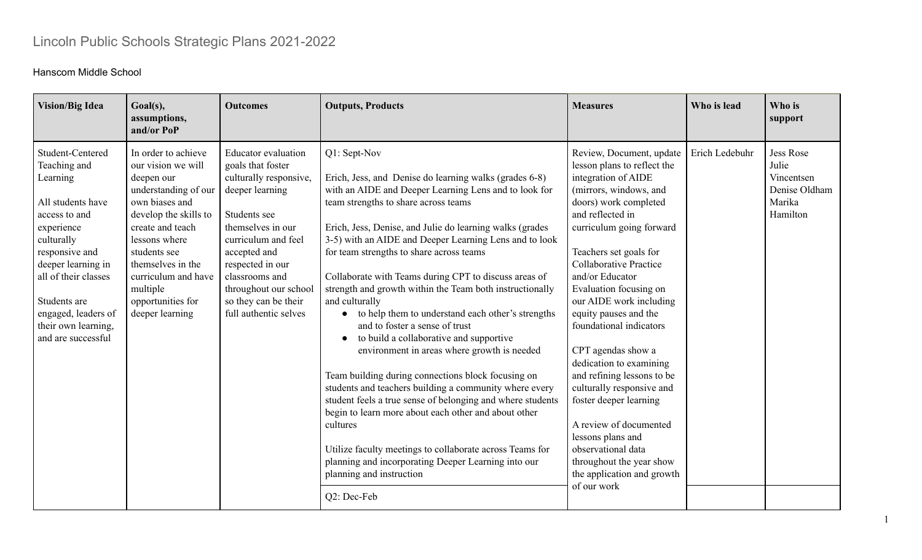# Lincoln Public Schools Strategic Plans 2021-2022

## Hanscom Middle School

| Vision/Big Idea | Goal(s), assumptions, and/or PoP | Outcomes | Outputs, Products | Measures | Who is lead | Who is support |
|---|---|---|---|---|---|---|
| Student-Centered Teaching and Learning<br><br>All students have access to and experience culturally responsive and deeper learning in all of their classes<br><br>Students are engaged, leaders of their own learning, and are successful | In order to achieve our vision we will deepen our understanding of our own biases and develop the skills to create and teach lessons where students see themselves in the curriculum and have multiple opportunities for deeper learning | Educator evaluation goals that foster culturally responsive, deeper learning<br><br>Students see themselves in our curriculum and feel accepted and respected in our classrooms and throughout our school so they can be their full authentic selves | Q1: Sept-Nov<br><br>Erich, Jess, and Denise do learning walks (grades 6-8) with an AIDE and Deeper Learning Lens and to look for team strengths to share across teams<br><br>Erich, Jess, Denise, and Julie do learning walks (grades 3-5) with an AIDE and Deeper Learning Lens and to look for team strengths to share across teams<br><br>Collaborate with Teams during CPT to discuss areas of strength and growth within the Team both instructionally and culturally<br>• to help them to understand each other's strengths and to foster a sense of trust<br>• to build a collaborative and supportive environment in areas where growth is needed<br><br>Team building during connections block focusing on students and teachers building a community where every student feels a true sense of belonging and where students begin to learn more about each other and about other cultures<br><br>Utilize faculty meetings to collaborate across Teams for planning and incorporating Deeper Learning into our planning and instruction | Review, Document, update lesson plans to reflect the integration of AIDE (mirrors, windows, and doors) work completed and reflected in curriculum going forward<br><br>Teachers set goals for Collaborative Practice and/or Educator Evaluation focusing on our AIDE work including equity pauses and the foundational indicators<br><br>CPT agendas show a dedication to examining and refining lessons to be culturally responsive and foster deeper learning<br><br>A review of documented lessons plans and observational data throughout the year show the application and growth of our work | Erich Ledebuhr | Jess Rose<br>Julie Vincentsen<br>Denise Oldham<br>Marika Hamilton |
| | | | Q2: Dec-Feb | | | |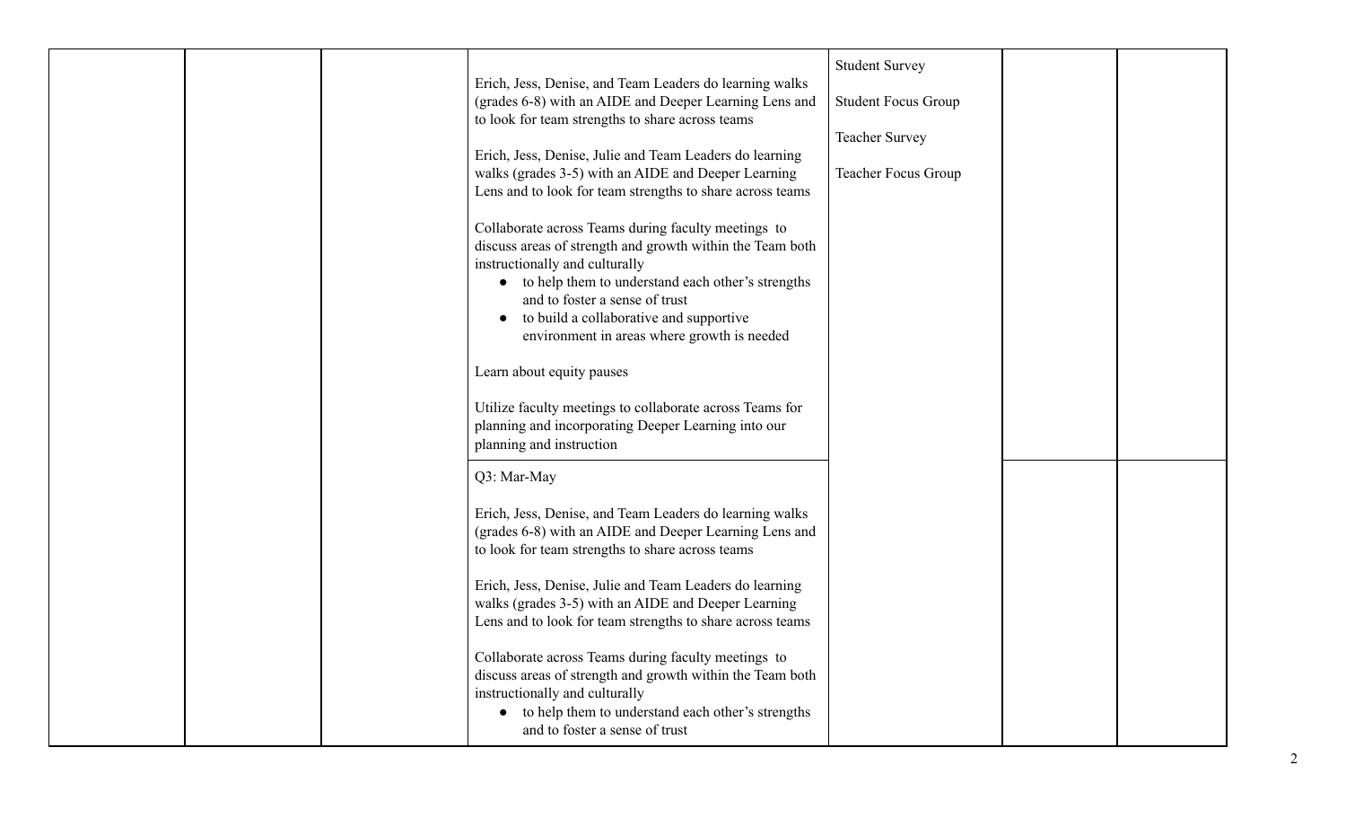| | | | | | | |
|---|---|---|---|---|---|---|
| | | | Erich, Jess, Denise, and Team Leaders do learning walks (grades 6-8) with an AIDE and Deeper Learning Lens and to look for team strengths to share across teams<br><br>Erich, Jess, Denise, Julie and Team Leaders do learning walks (grades 3-5) with an AIDE and Deeper Learning Lens and to look for team strengths to share across teams<br><br>Collaborate across Teams during faculty meetings to discuss areas of strength and growth within the Team both instructionally and culturally<br>• to help them to understand each other's strengths and to foster a sense of trust<br>• to build a collaborative and supportive environment in areas where growth is needed<br><br>Learn about equity pauses<br><br>Utilize faculty meetings to collaborate across Teams for planning and incorporating Deeper Learning into our planning and instruction | Student Survey<br><br>Student Focus Group<br><br>Teacher Survey<br><br>Teacher Focus Group | | |
| | | | Q3: Mar-May<br><br>Erich, Jess, Denise, and Team Leaders do learning walks (grades 6-8) with an AIDE and Deeper Learning Lens and to look for team strengths to share across teams<br><br>Erich, Jess, Denise, Julie and Team Leaders do learning walks (grades 3-5) with an AIDE and Deeper Learning Lens and to look for team strengths to share across teams<br><br>Collaborate across Teams during faculty meetings to discuss areas of strength and growth within the Team both instructionally and culturally<br>• to help them to understand each other's strengths and to foster a sense of trust | | | |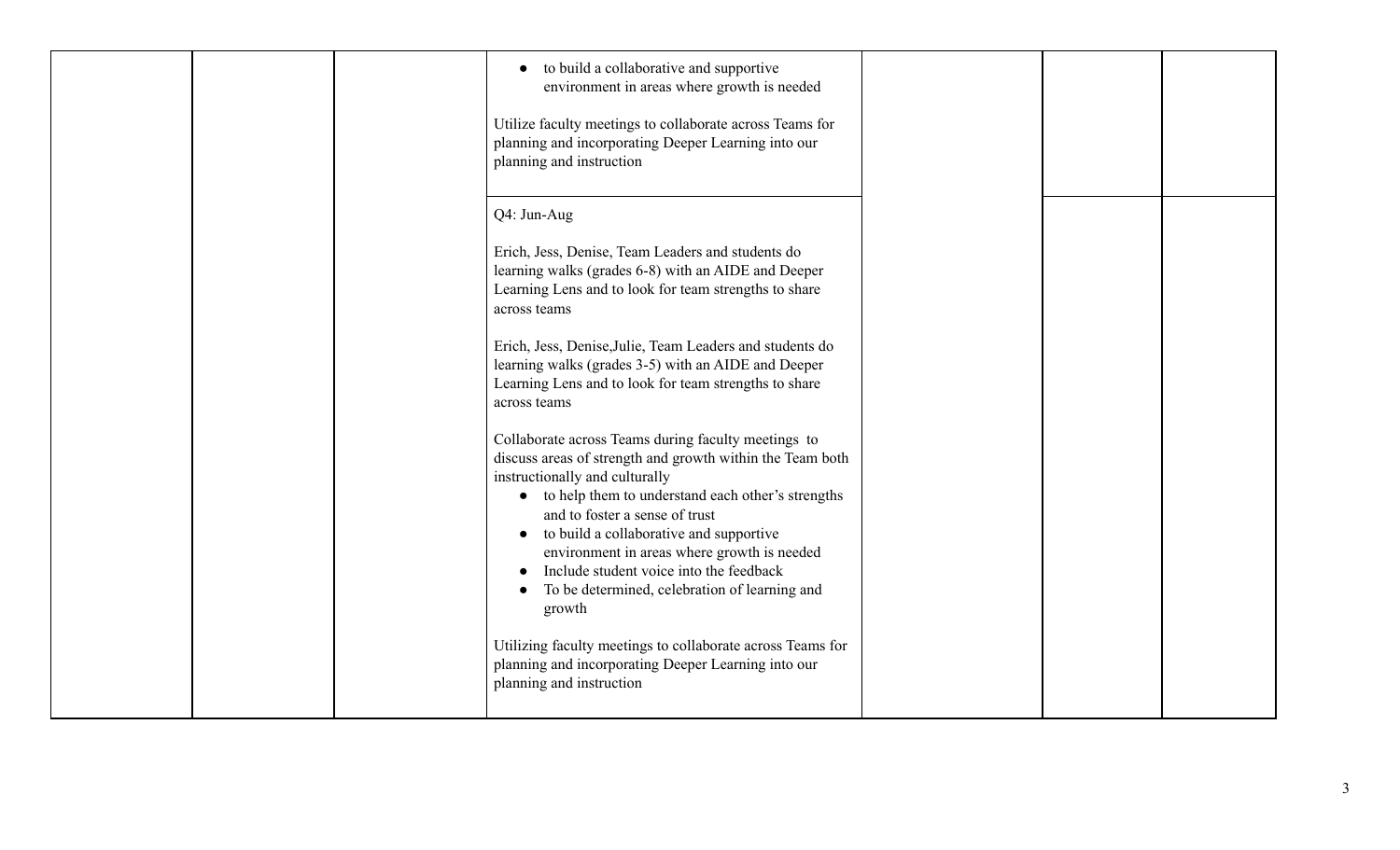| | | | | | | |
|---|---|---|---|---|---|---|
| | | | • to build a collaborative and supportive environment in areas where growth is needed<br><br>Utilize faculty meetings to collaborate across Teams for planning and incorporating Deeper Learning into our planning and instruction | | | |
| | | | Q4: Jun-Aug<br><br>Erich, Jess, Denise, Team Leaders and students do learning walks (grades 6-8) with an AIDE and Deeper Learning Lens and to look for team strengths to share across teams<br><br>Erich, Jess, Denise,Julie, Team Leaders and students do learning walks (grades 3-5) with an AIDE and Deeper Learning Lens and to look for team strengths to share across teams<br><br>Collaborate across Teams during faculty meetings to discuss areas of strength and growth within the Team both instructionally and culturally<br>• to help them to understand each other's strengths and to foster a sense of trust<br>• to build a collaborative and supportive environment in areas where growth is needed<br>• Include student voice into the feedback<br>• To be determined, celebration of learning and growth<br><br>Utilizing faculty meetings to collaborate across Teams for planning and incorporating Deeper Learning into our planning and instruction | | | |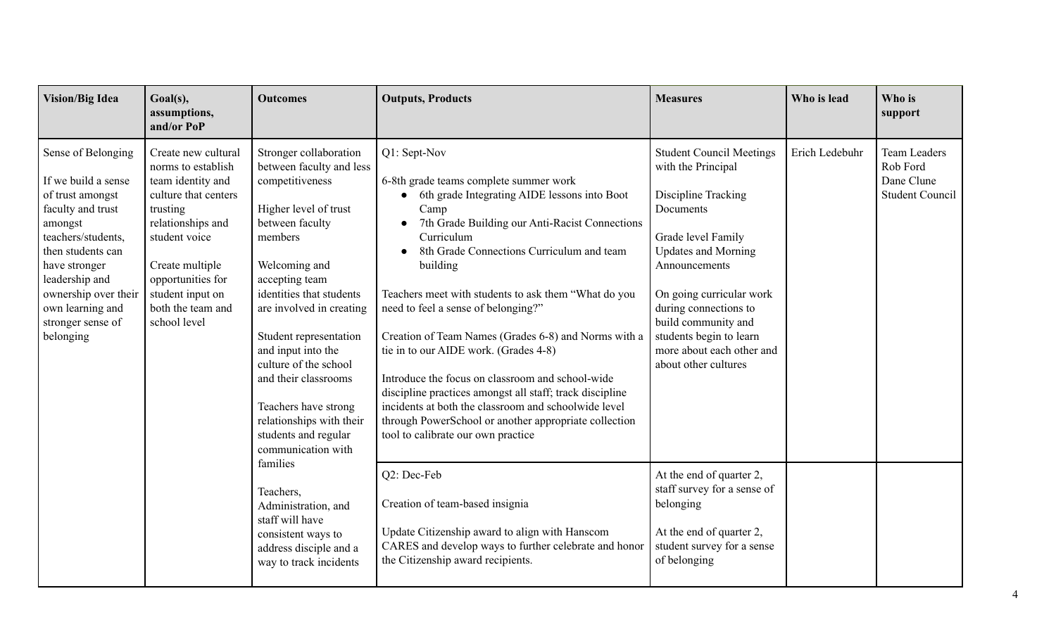| Vision/Big Idea | Goal(s), assumptions, and/or PoP | Outcomes | Outputs, Products | Measures | Who is lead | Who is support |
|---|---|---|---|---|---|---|
| Sense of Belonging<br><br>If we build a sense of trust amongst faculty and trust amongst teachers/students, then students can have stronger leadership and ownership over their own learning and stronger sense of belonging | Create new cultural norms to establish team identity and culture that centers trusting relationships and student voice<br><br>Create multiple opportunities for student input on both the team and school level | Stronger collaboration between faculty and less competitiveness<br><br>Higher level of trust between faculty members<br><br>Welcoming and accepting team identities that students are involved in creating<br><br>Student representation and input into the culture of the school and their classrooms<br><br>Teachers have strong relationships with their students and regular communication with families<br><br>Teachers, Administration, and staff will have consistent ways to address disciple and a way to track incidents | Q1: Sept-Nov<br><br>6-8th grade teams complete summer work<br>• 6th grade Integrating AIDE lessons into Boot Camp<br>• 7th Grade Building our Anti-Racist Connections Curriculum<br>• 8th Grade Connections Curriculum and team building<br><br>Teachers meet with students to ask them "What do you need to feel a sense of belonging?"<br><br>Creation of Team Names (Grades 6-8) and Norms with a tie in to our AIDE work. (Grades 4-8)<br><br>Introduce the focus on classroom and school-wide discipline practices amongst all staff; track discipline incidents at both the classroom and schoolwide level through PowerSchool or another appropriate collection tool to calibrate our own practice | Student Council Meetings with the Principal<br><br>Discipline Tracking Documents<br><br>Grade level Family Updates and Morning Announcements<br><br>On going curricular work during connections to build community and students begin to learn more about each other and about other cultures | Erich Ledebuhr | Team Leaders<br>Rob Ford<br>Dane Clune<br>Student Council |
| | | | Q2: Dec-Feb<br><br>Creation of team-based insignia<br><br>Update Citizenship award to align with Hanscom CARES and develop ways to further celebrate and honor the Citizenship award recipients. | At the end of quarter 2, staff survey for a sense of belonging<br><br>At the end of quarter 2, student survey for a sense of belonging | | |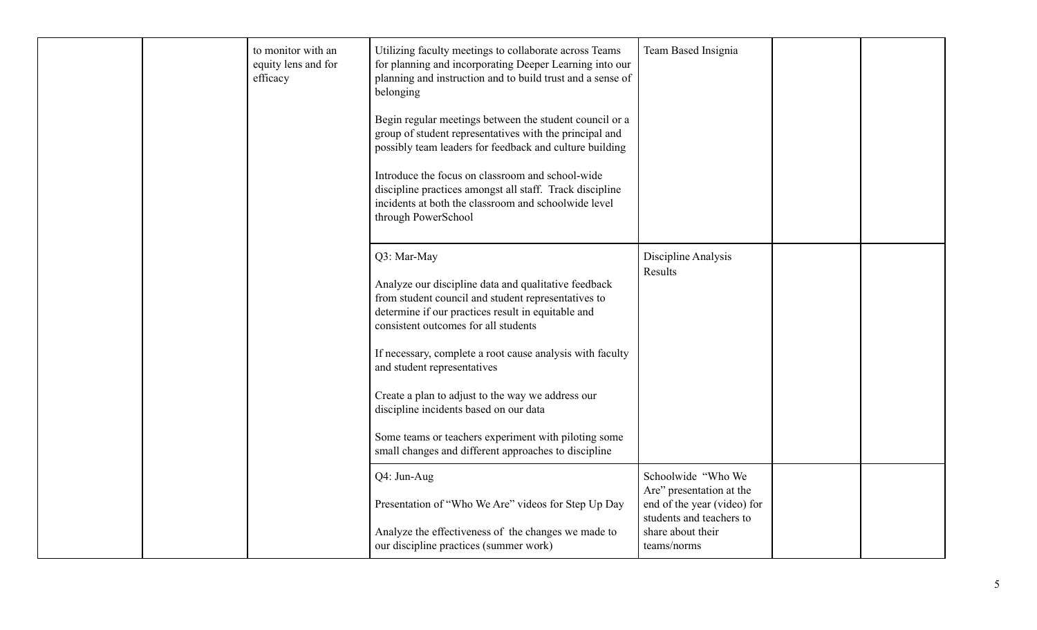| | | | | | | |
|---|---|---|---|---|---|---|
| | | to monitor with an equity lens and for efficacy | Utilizing faculty meetings to collaborate across Teams for planning and incorporating Deeper Learning into our planning and instruction and to build trust and a sense of belonging<br><br>Begin regular meetings between the student council or a group of student representatives with the principal and possibly team leaders for feedback and culture building<br><br>Introduce the focus on classroom and school-wide discipline practices amongst all staff. Track discipline incidents at both the classroom and schoolwide level through PowerSchool | Team Based Insignia | | |
| | | | Q3: Mar-May<br><br>Analyze our discipline data and qualitative feedback from student council and student representatives to determine if our practices result in equitable and consistent outcomes for all students<br><br>If necessary, complete a root cause analysis with faculty and student representatives<br><br>Create a plan to adjust to the way we address our discipline incidents based on our data<br><br>Some teams or teachers experiment with piloting some small changes and different approaches to discipline | Discipline Analysis Results | | |
| | | | Q4: Jun-Aug<br><br>Presentation of "Who We Are" videos for Step Up Day<br><br>Analyze the effectiveness of the changes we made to our discipline practices (summer work) | Schoolwide "Who We Are" presentation at the end of the year (video) for students and teachers to share about their teams/norms | | |